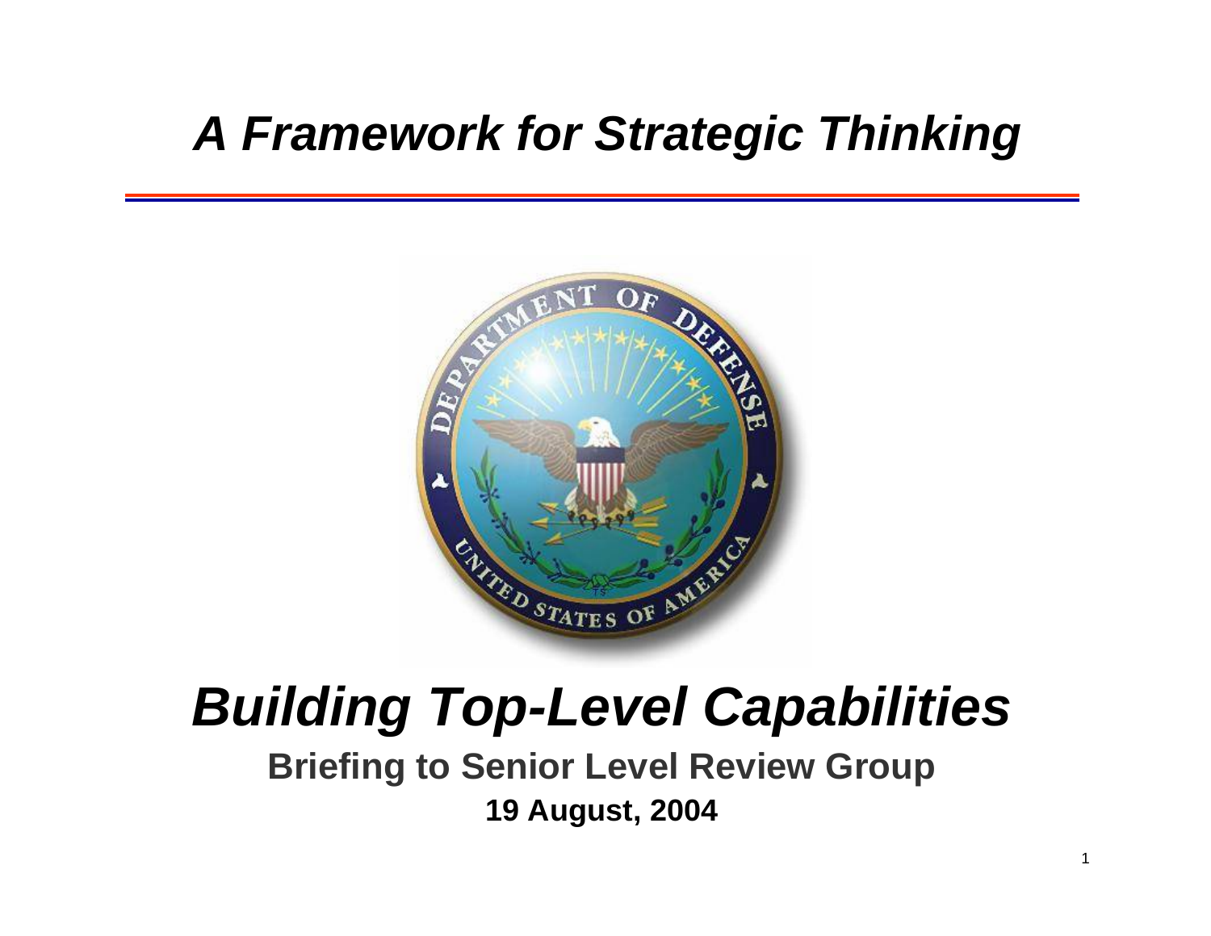# *A Framework for Strategic Thinking*

# ***Building Top-Level Capabilities***

**Briefing to Senior Level Review Group**

**19 August, 2004**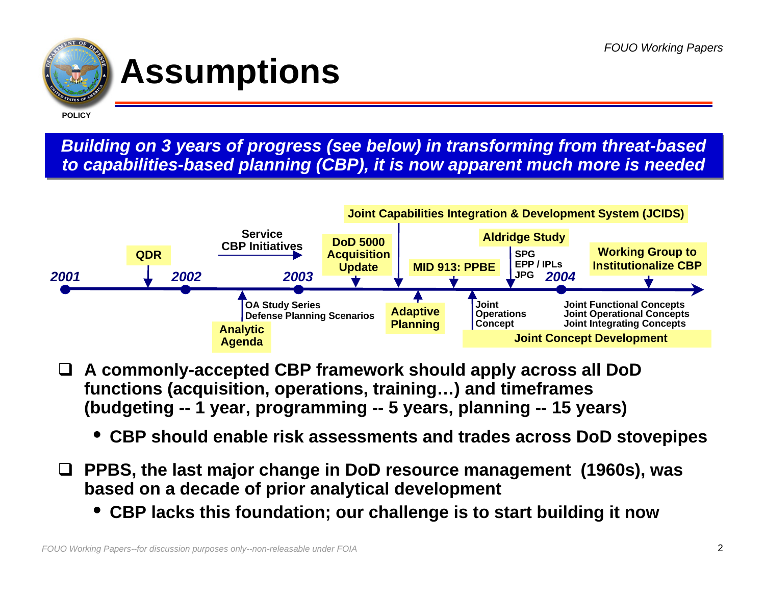# Assumptions

POLICY

***Building on 3 years of progress (see below) in transforming from threat-based to capabilities-based planning (CBP), it is now apparent much more is needed***

- *2001*
  - QDR
- *2002*
  - Service CBP Initiatives
  - Analytic Agenda: OA Study Series; Defense Planning Scenarios
- *2003*
  - DoD 5000 Acquisition Update
  - Joint Capabilities Integration & Development System (JCIDS)
  - Adaptive Planning
  - MID 913: PPBE
  - Joint Operations Concept
  - Aldridge Study: SPG; EPP / IPLs; JPG
- *2004*
  - Working Group to Institutionalize CBP
  - Joint Concept Development: Joint Functional Concepts; Joint Operational Concepts; Joint Integrating Concepts

- **A commonly-accepted CBP framework should apply across all DoD functions (acquisition, operations, training…) and timeframes (budgeting -- 1 year, programming -- 5 years, planning -- 15 years)**
  - **CBP should enable risk assessments and trades across DoD stovepipes**
- **PPBS, the last major change in DoD resource management (1960s), was based on a decade of prior analytical development**
  - **CBP lacks this foundation; our challenge is to start building it now**

*FOUO Working Papers--for discussion purposes only--non-releasable under FOIA*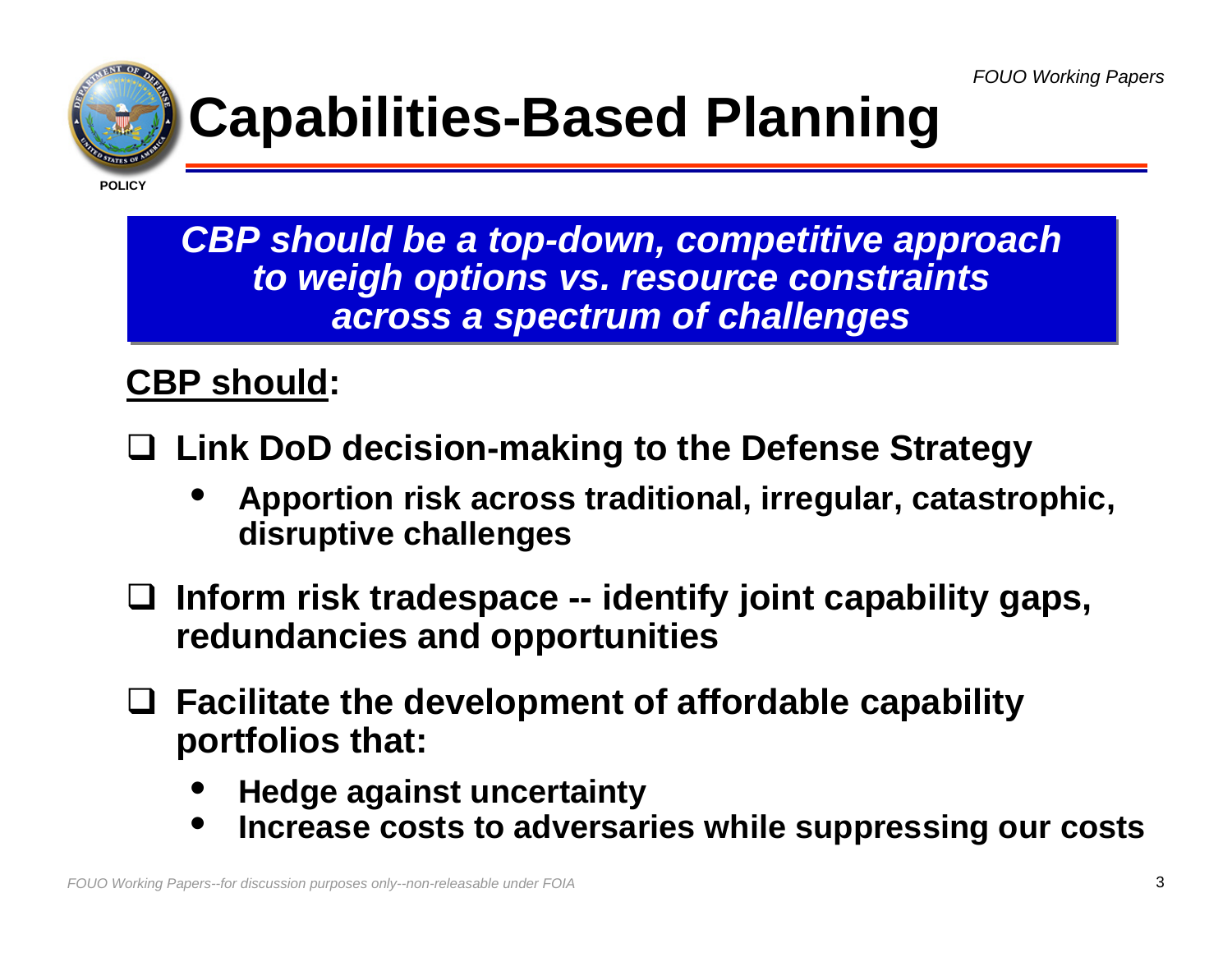# Capabilities-Based Planning

POLICY

***CBP should be a top-down, competitive approach to weigh options vs. resource constraints across a spectrum of challenges***

**CBP should:**

- **Link DoD decision-making to the Defense Strategy**
  - **Apportion risk across traditional, irregular, catastrophic, disruptive challenges**
- **Inform risk tradespace -- identify joint capability gaps, redundancies and opportunities**
- **Facilitate the development of affordable capability portfolios that:**
  - **Hedge against uncertainty**
  - **Increase costs to adversaries while suppressing our costs**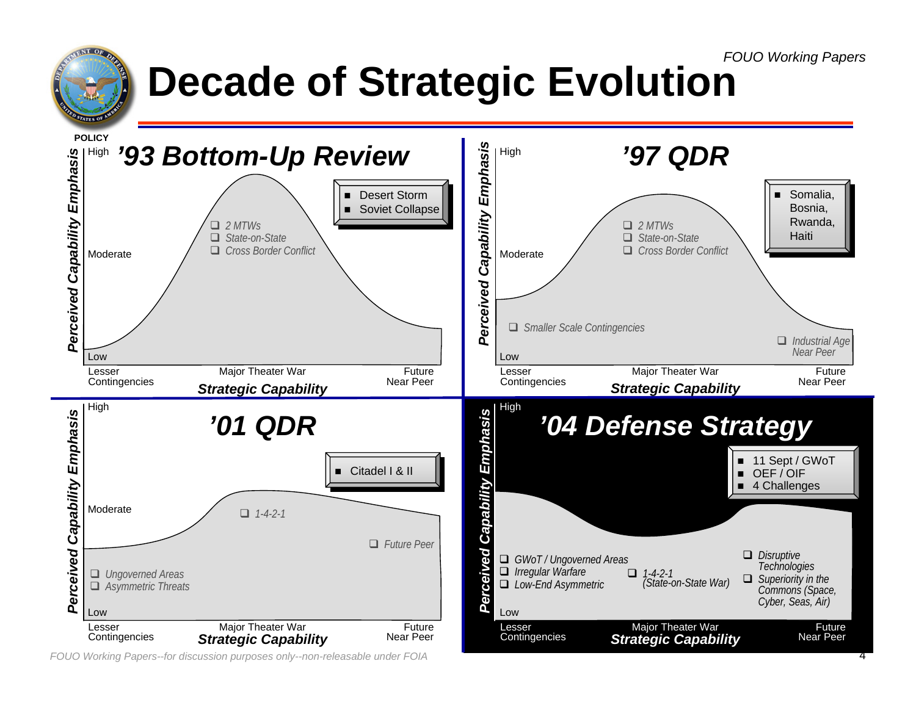FOUO Working Papers

# Decade of Strategic Evolution

POLICY

## '93 Bottom-Up Review

Perceived Capability Emphasis: High / Moderate / Low

- Desert Storm
- Soviet Collapse

- *2 MTWs*
- *State-on-State*
- *Cross Border Conflict*

Lesser Contingencies — Major Theater War — Future Near Peer

**Strategic Capability**

## '97 QDR

Perceived Capability Emphasis: High / Moderate / Low

- Somalia, Bosnia, Rwanda, Haiti

- *2 MTWs*
- *State-on-State*
- *Cross Border Conflict*
- *Smaller Scale Contingencies*
- *Industrial Age Near Peer*

Lesser Contingencies — Major Theater War — Future Near Peer

**Strategic Capability**

## '01 QDR

Perceived Capability Emphasis: High / Moderate / Low

- Citadel I & II

- *1-4-2-1*
- *Future Peer*
- *Ungoverned Areas*
- *Asymmetric Threats*

Lesser Contingencies — Major Theater War — Future Near Peer

**Strategic Capability**

## '04 Defense Strategy

Perceived Capability Emphasis: High / Low

- 11 Sept / GWoT
- OEF / OIF
- 4 Challenges

- *GWoT / Ungoverned Areas*
- *Irregular Warfare*
- *Low-End Asymmetric*
- *1-4-2-1 (State-on-State War)*
- *Disruptive Technologies*
- *Superiority in the Commons (Space, Cyber, Seas, Air)*

Lesser Contingencies — Major Theater War — Future Near Peer

**Strategic Capability**

*FOUO Working Papers--for discussion purposes only--non-releasable under FOIA*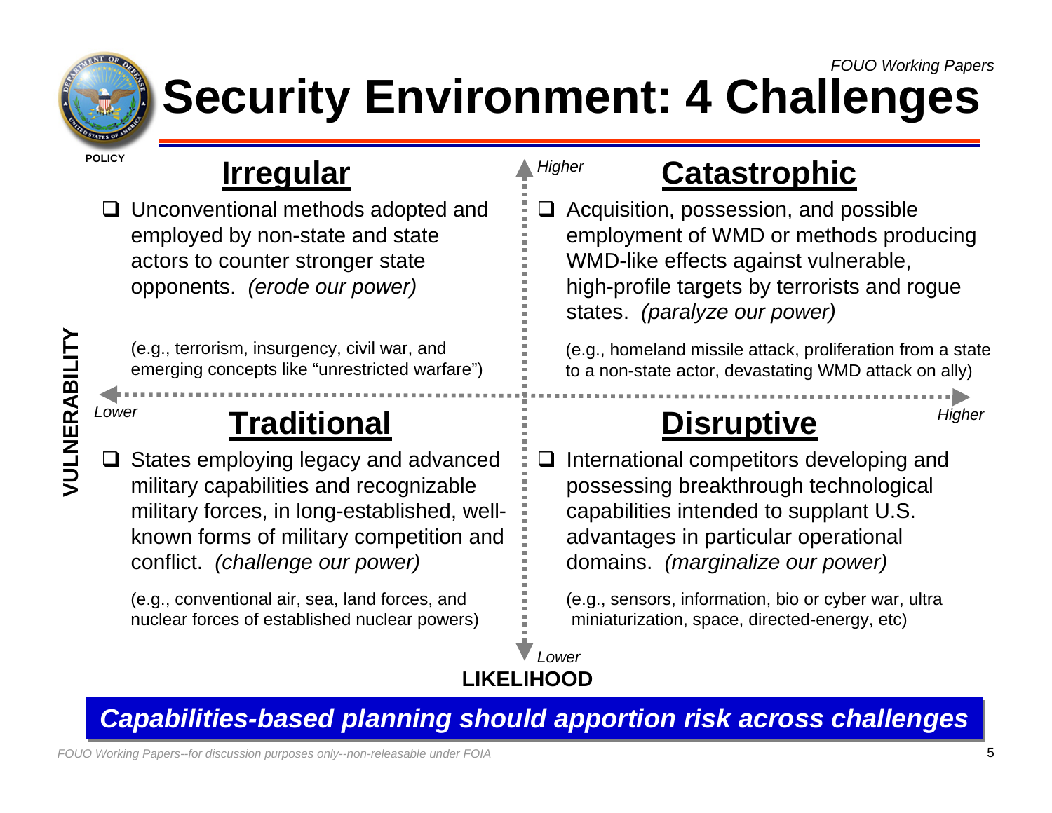# Security Environment: 4 Challenges

POLICY

VULNERABILITY (Higher / Lower) — LIKELIHOOD (Lower / Higher)

## Irregular

- Unconventional methods adopted and employed by non-state and state actors to counter stronger state opponents. *(erode our power)*

(e.g., terrorism, insurgency, civil war, and emerging concepts like "unrestricted warfare")

## Catastrophic

- Acquisition, possession, and possible employment of WMD or methods producing WMD-like effects against vulnerable, high-profile targets by terrorists and rogue states. *(paralyze our power)*

(e.g., homeland missile attack, proliferation from a state to a non-state actor, devastating WMD attack on ally)

## Traditional

- States employing legacy and advanced military capabilities and recognizable military forces, in long-established, well-known forms of military competition and conflict. *(challenge our power)*

(e.g., conventional air, sea, land forces, and nuclear forces of established nuclear powers)

## Disruptive

- International competitors developing and possessing breakthrough technological capabilities intended to supplant U.S. advantages in particular operational domains. *(marginalize our power)*

(e.g., sensors, information, bio or cyber war, ultra miniaturization, space, directed-energy, etc)

***Capabilities-based planning should apportion risk across challenges***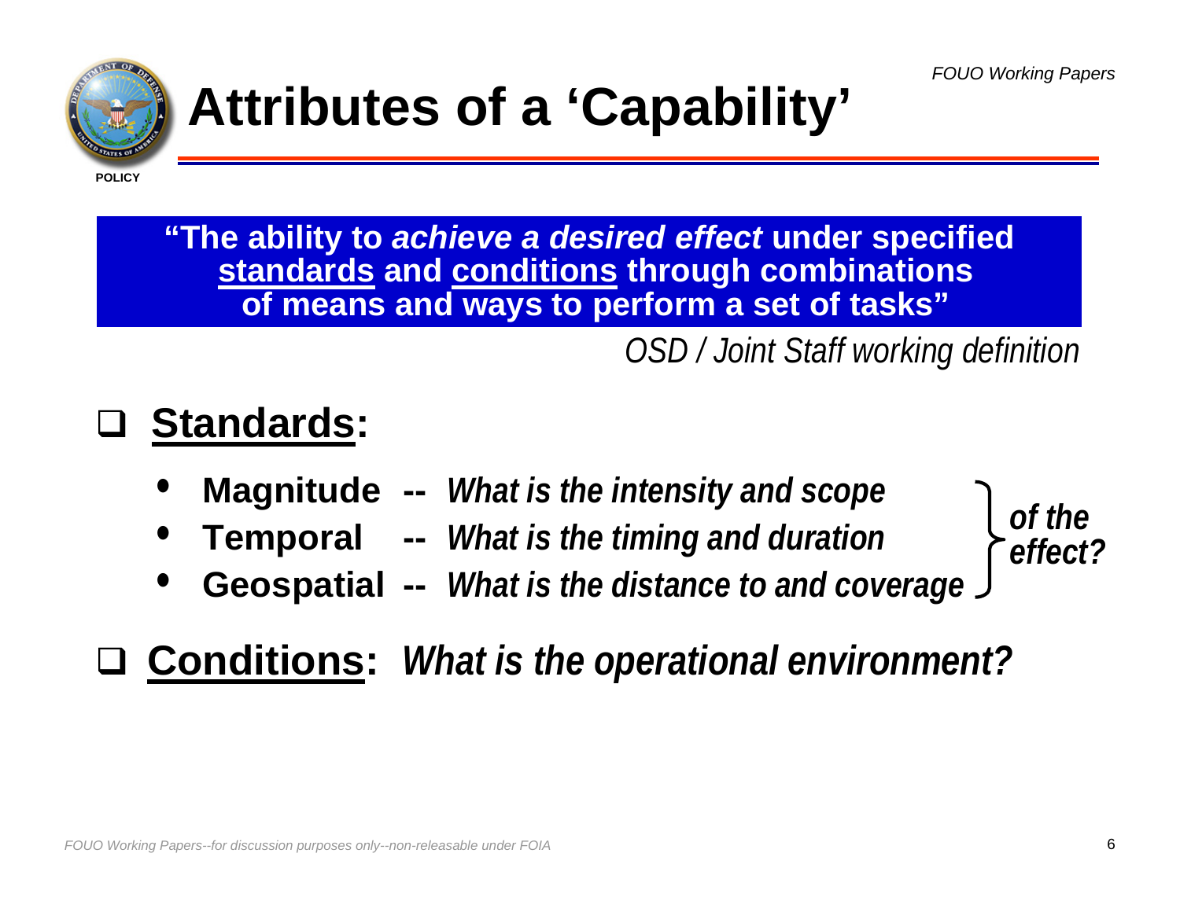# Attributes of a 'Capability'

> **"The ability to *achieve a desired effect* under specified <u>standards</u> and <u>conditions</u> through combinations of means and ways to perform a set of tasks"**

*OSD / Joint Staff working definition*

## <u>Standards</u>:

- **Magnitude** -- *What is the intensity and scope* *of the effect?*
- **Temporal** -- *What is the timing and duration* *of the effect?*
- **Geospatial** -- *What is the distance to and coverage* *of the effect?*

## <u>Conditions</u>: *What is the operational environment?*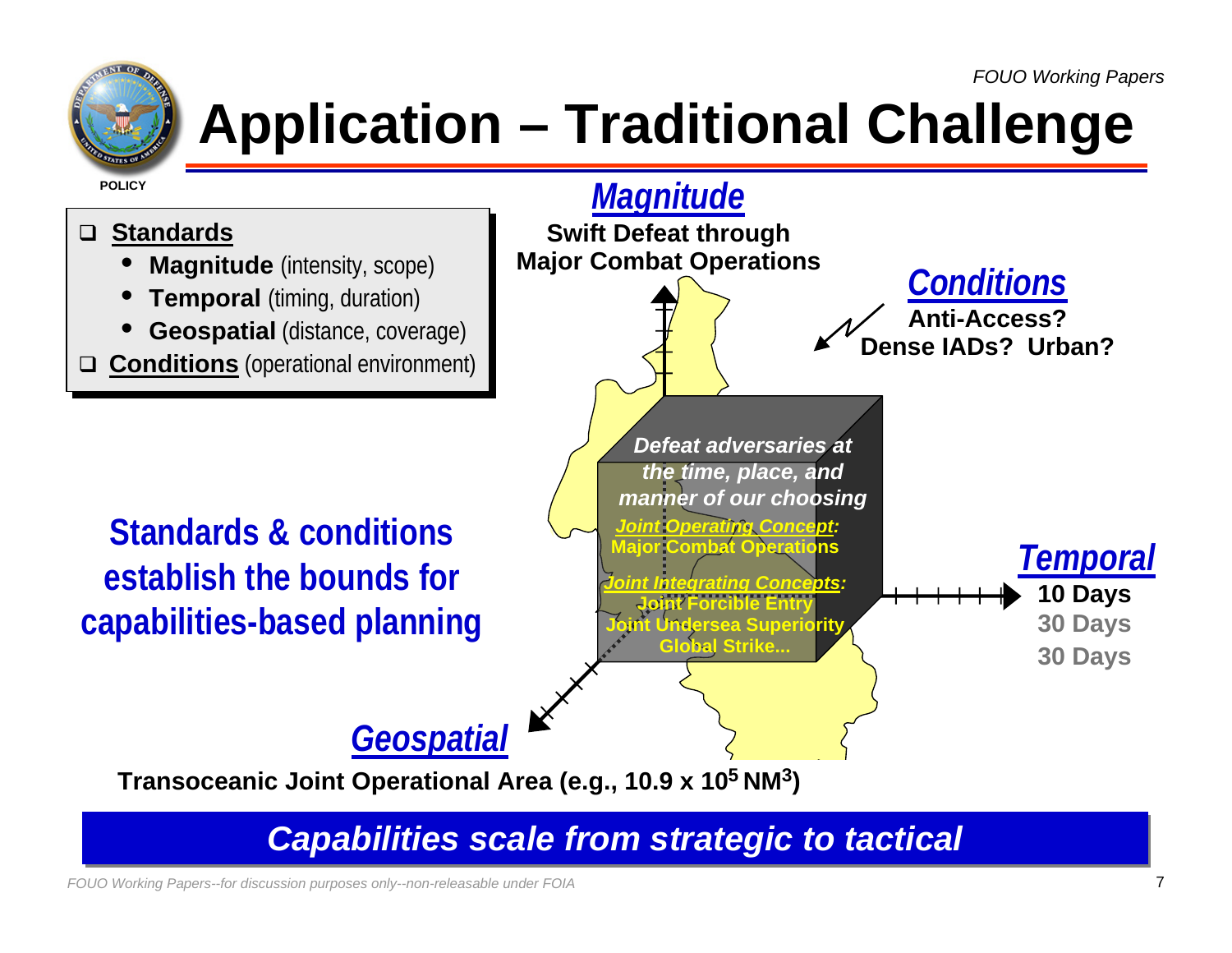# Application – Traditional Challenge

- **Standards**
  - **Magnitude** (intensity, scope)
  - **Temporal** (timing, duration)
  - **Geospatial** (distance, coverage)
- **Conditions** (operational environment)

**Standards & conditions establish the bounds for capabilities-based planning**

***Magnitude***

**Swift Defeat through Major Combat Operations**

***Conditions***

**Anti-Access? Dense IADs? Urban?**

*Defeat adversaries at the time, place, and manner of our choosing*

***Joint Operating Concept:***
**Major Combat Operations**

***Joint Integrating Concepts:***
**Joint Forcible Entry**
**Joint Undersea Superiority**
**Global Strike...**

***Temporal***

**10 Days**
**30 Days**
**30 Days**

***Geospatial***

**Transoceanic Joint Operational Area (e.g., 10.9 x $10^5$ $NM^3$)**

***Capabilities scale from strategic to tactical***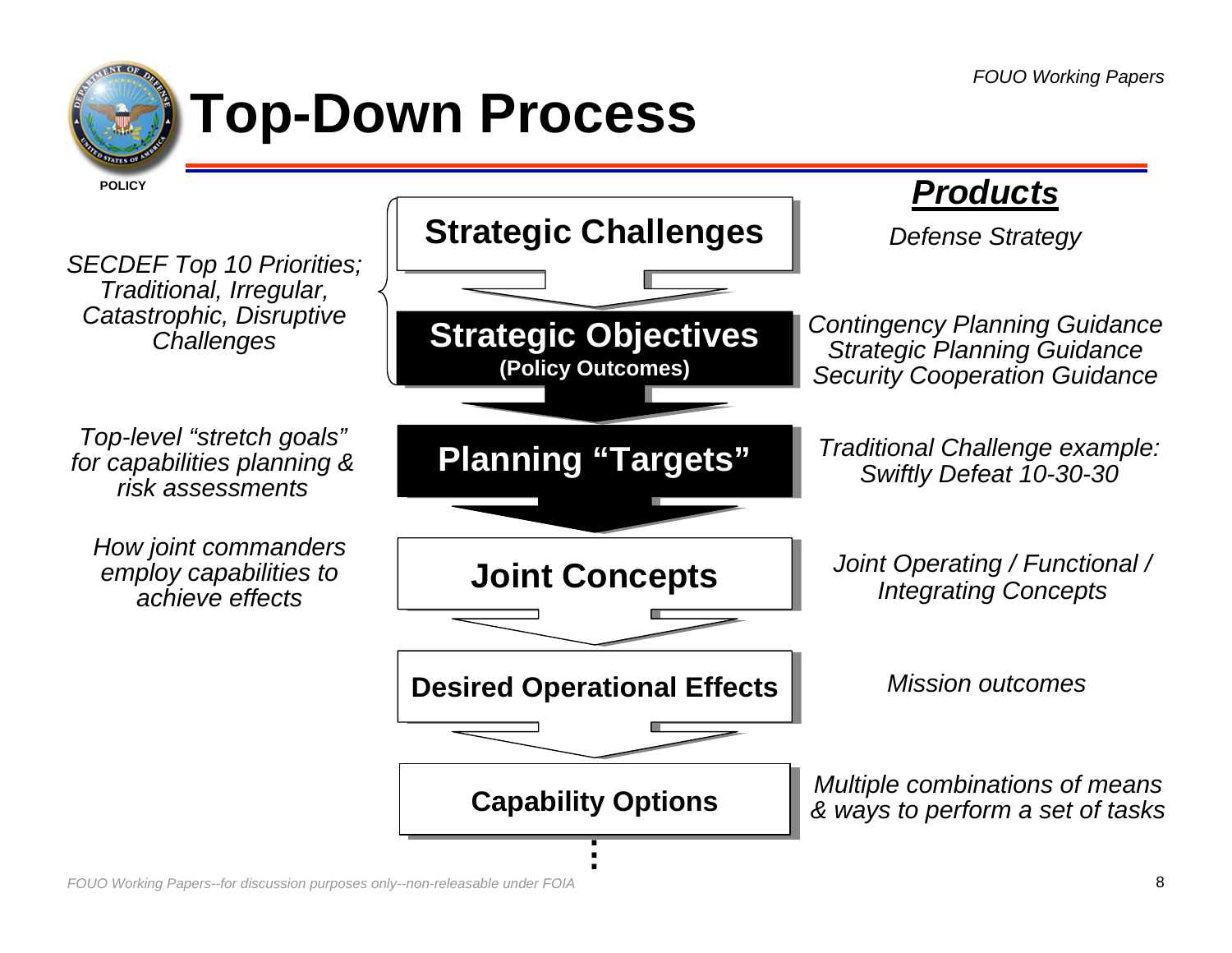# Top-Down Process

POLICY

| Description | Process Step | Products |
| --- | --- | --- |
| *SECDEF Top 10 Priorities; Traditional, Irregular, Catastrophic, Disruptive Challenges* | **Strategic Challenges** | *Defense Strategy* |
| | **Strategic Objectives** **(Policy Outcomes)** | *Contingency Planning Guidance* *Strategic Planning Guidance* *Security Cooperation Guidance* |
| *Top-level "stretch goals" for capabilities planning & risk assessments* | **Planning "Targets"** | *Traditional Challenge example: Swiftly Defeat 10-30-30* |
| *How joint commanders employ capabilities to achieve effects* | **Joint Concepts** | *Joint Operating / Functional / Integrating Concepts* |
| | **Desired Operational Effects** | *Mission outcomes* |
| | **Capability Options** | *Multiple combinations of means & ways to perform a set of tasks* |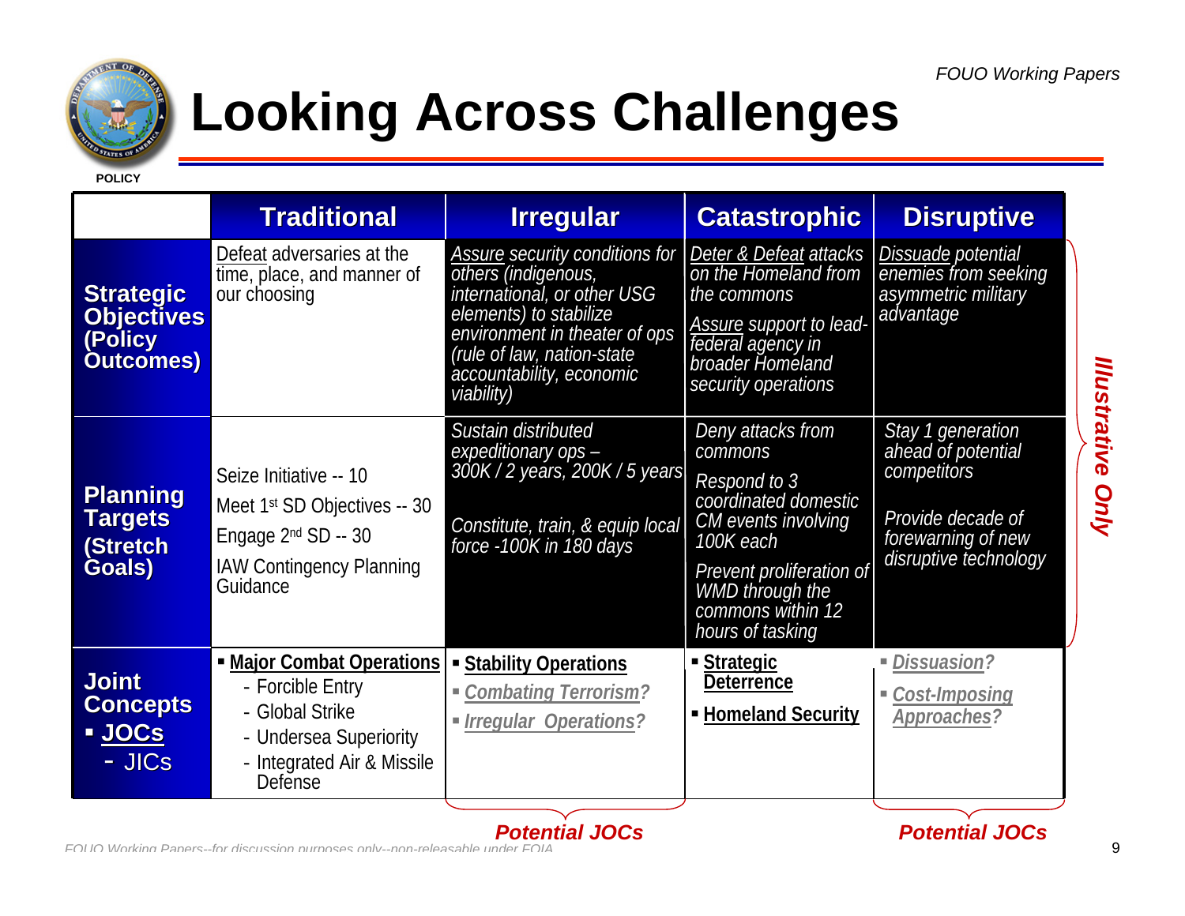FOUO Working Papers

# Looking Across Challenges

POLICY

| | Traditional | Irregular | Catastrophic | Disruptive |
|---|---|---|---|---|
| **Strategic Objectives (Policy Outcomes)** | Defeat adversaries at the time, place, and manner of our choosing | *Assure security conditions for others (indigenous, international, or other USG elements) to stabilize environment in theater of ops (rule of law, nation-state accountability, economic viability)* | *Deter & Defeat attacks on the Homeland from the commons*<br>*Assure support to lead-federal agency in broader Homeland security operations* | *Dissuade potential enemies from seeking asymmetric military advantage* |
| **Planning Targets (Stretch Goals)** | Seize Initiative -- 10<br>Meet 1st SD Objectives -- 30<br>Engage 2nd SD -- 30<br>IAW Contingency Planning Guidance | *Sustain distributed expeditionary ops – 300K / 2 years, 200K / 5 years*<br>*Constitute, train, & equip local force -100K in 180 days* | *Deny attacks from commons*<br>*Respond to 3 coordinated domestic CM events involving 100K each*<br>*Prevent proliferation of WMD through the commons within 12 hours of tasking* | *Stay 1 generation ahead of potential competitors*<br>*Provide decade of forewarning of new disruptive technology* |
| **Joint Concepts**<br>▪ **JOCs**<br>- JICs | ▪ **Major Combat Operations**<br>- Forcible Entry<br>- Global Strike<br>- Undersea Superiority<br>- Integrated Air & Missile Defense | ▪ **Stability Operations**<br>▪ *Combating Terrorism?*<br>▪ *Irregular Operations?* | ▪ **Strategic Deterrence**<br>▪ **Homeland Security** | ▪ *Dissuasion?*<br>▪ *Cost-Imposing Approaches?* |

*Illustrative Only*

**Potential JOCs** (Irregular) | **Potential JOCs** (Disruptive)

*FOUO Working Papers--for discussion purposes only--non-releasable under FOIA*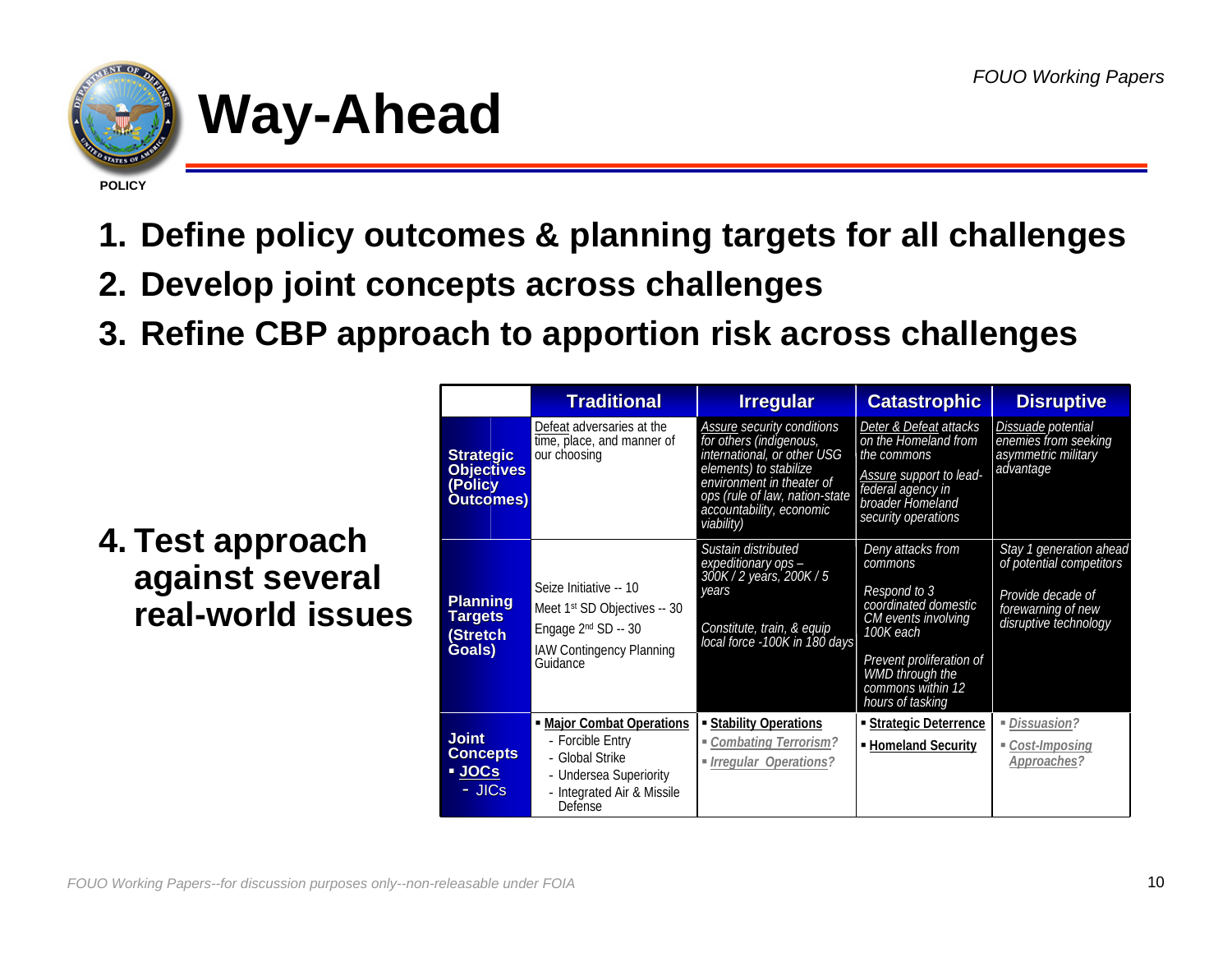# Way-Ahead

POLICY

1. **Define policy outcomes & planning targets for all challenges**
2. **Develop joint concepts across challenges**
3. **Refine CBP approach to apportion risk across challenges**
4. **Test approach against several real-world issues**

| | Traditional | Irregular | Catastrophic | Disruptive |
|---|---|---|---|---|
| **Strategic Objectives (Policy Outcomes)** | Defeat adversaries at the time, place, and manner of our choosing | *Assure security conditions for others (indigenous, international, or other USG elements) to stabilize environment in theater of ops (rule of law, nation-state accountability, economic viability)* | *Deter & Defeat attacks on the Homeland from the commons*<br>*Assure support to lead-federal agency in broader Homeland security operations* | *Dissuade potential enemies from seeking asymmetric military advantage* |
| **Planning Targets (Stretch Goals)** | Seize Initiative -- 10<br>Meet 1st SD Objectives -- 30<br>Engage 2nd SD -- 30<br>IAW Contingency Planning Guidance | *Sustain distributed expeditionary ops – 300K / 2 years, 200K / 5 years*<br>*Constitute, train, & equip local force -100K in 180 days* | *Deny attacks from commons*<br>*Respond to 3 coordinated domestic CM events involving 100K each*<br>*Prevent proliferation of WMD through the commons within 12 hours of tasking* | *Stay 1 generation ahead of potential competitors*<br>*Provide decade of forewarning of new disruptive technology* |
| **Joint Concepts**<br>▪ **JOCs**<br>- JICs | ▪ **Major Combat Operations**<br>- Forcible Entry<br>- Global Strike<br>- Undersea Superiority<br>- Integrated Air & Missile Defense | ▪ **Stability Operations**<br>▪ ***Combating Terrorism?***<br>▪ ***Irregular Operations?*** | ▪ **Strategic Deterrence**<br>▪ **Homeland Security** | ▪ ***Dissuasion?***<br>▪ ***Cost-Imposing Approaches?*** |

*FOUO Working Papers--for discussion purposes only--non-releasable under FOIA*